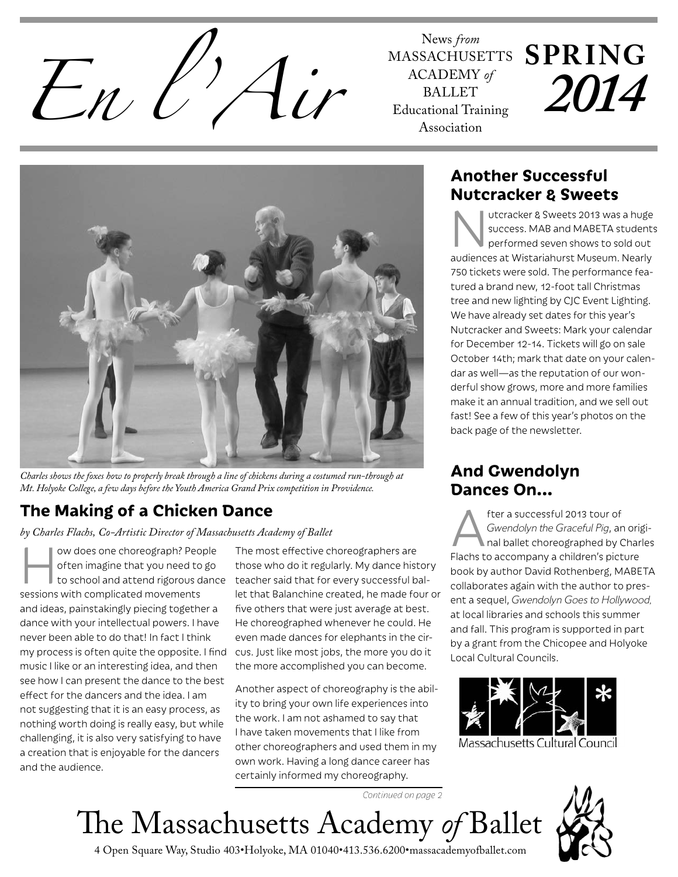# En l'Air

News *from* MASSACHUSETTS ACADEMY *of* BALLET Educational Training Association

**SPRING *2014***

*Charles shows the foxes how to properly break through a line of chickens during a costumed run-through at Mt. Holyoke College, a few days before the Youth America Grand Prix competition in Providence.*

## The Making of a Chicken Dance

*by Charles Flachs, Co-Artistic Director of Massachusetts Academy of Ballet*

How does one choreograph? People often imagine that you need to go to school and attend rigorous dance sessions with complicated movements and ideas, painstakingly piecing together a dance with your intellectual powers. I have never been able to do that! In fact I think my process is often quite the opposite. I find music I like or an interesting idea, and then see how I can present the dance to the best effect for the dancers and the idea. I am not suggesting that it is an easy process, as nothing worth doing is really easy, but while challenging, it is also very satisfying to have a creation that is enjoyable for the dancers and the audience.

The most effective choreographers are those who do it regularly. My dance history teacher said that for every successful ballet that Balanchine created, he made four or five others that were just average at best. He choreographed whenever he could. He even made dances for elephants in the circus. Just like most jobs, the more you do it the more accomplished you can become.

Another aspect of choreography is the ability to bring your own life experiences into the work. I am not ashamed to say that I have taken movements that I like from other choreographers and used them in my own work. Having a long dance career has certainly informed my choreography.

*Continued on page 2*

## Another Successful Nutcracker & Sweets

Nutcracker & Sweets 2013 was a huge success. MAB and MABETA students performed seven shows to sold out audiences at Wistariahurst Museum. Nearly 750 tickets were sold. The performance featured a brand new, 12-foot tall Christmas tree and new lighting by CJC Event Lighting. We have already set dates for this year's Nutcracker and Sweets: Mark your calendar for December 12-14. Tickets will go on sale October 14th; mark that date on your calendar as well—as the reputation of our wonderful show grows, more and more families make it an annual tradition, and we sell out fast! See a few of this year's photos on the back page of the newsletter.

## And Gwendolyn Dances On...

After a successful 2013 tour of *Gwendolyn the Graceful Pig*, an original ballet choreographed by Charles Flachs to accompany a children's picture book by author David Rothenberg, MABETA collaborates again with the author to present a sequel, *Gwendolyn Goes to Hollywood,* at local libraries and schools this summer and fall. This program is supported in part by a grant from the Chicopee and Holyoke Local Cultural Councils.

Massachusetts Cultural Council

# The Massachusetts Academy *of* Ballet

4 Open Square Way, Studio 403•Holyoke, MA 01040•413.536.6200•massacademyofballet.com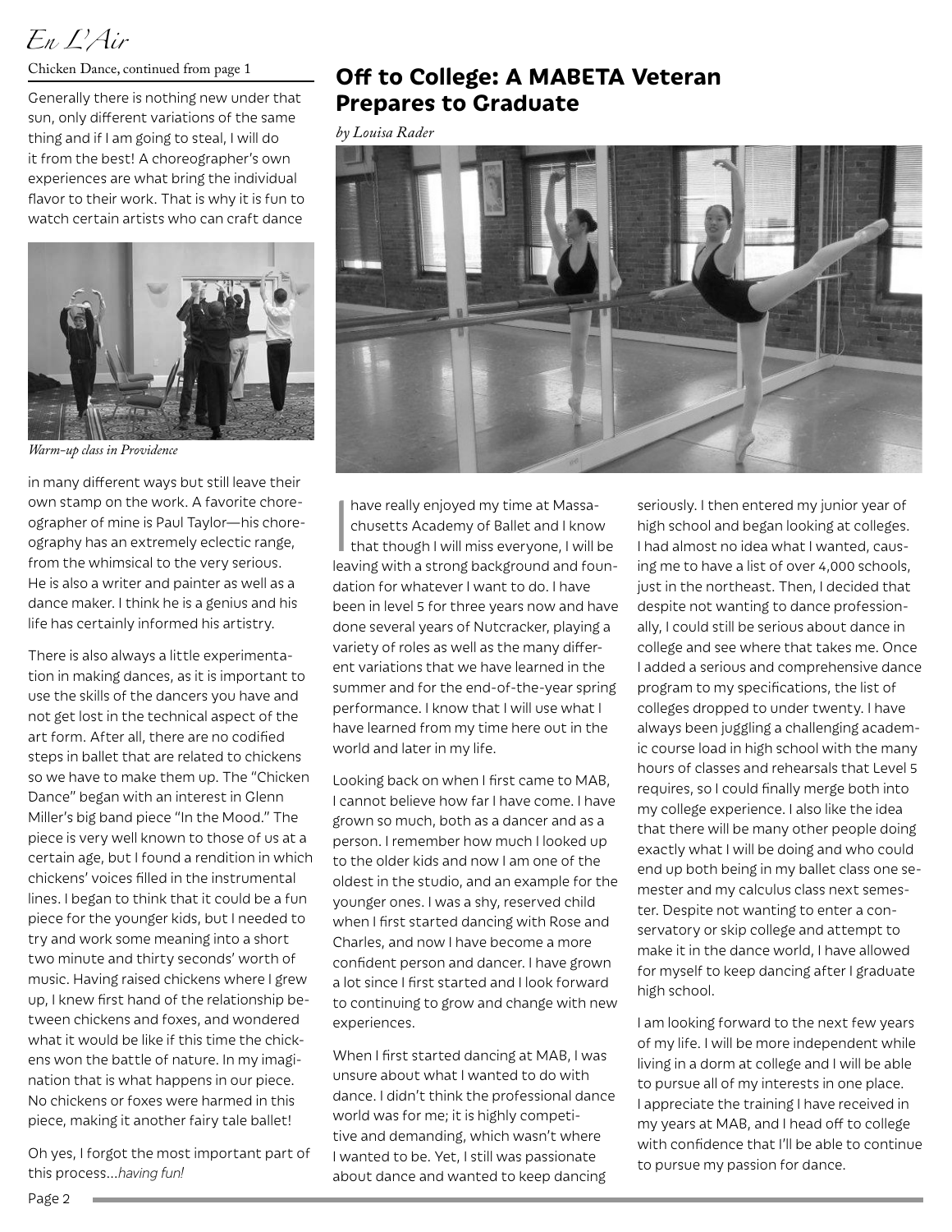Chicken Dance, continued from page 1

Generally there is nothing new under that sun, only different variations of the same thing and if I am going to steal, I will do it from the best! A choreographer's own experiences are what bring the individual flavor to their work. That is why it is fun to watch certain artists who can craft dance in many different ways but still leave their own stamp on the work. A favorite choreographer of mine is Paul Taylor—his choreography has an extremely eclectic range, from the whimsical to the very serious. He is also a writer and painter as well as a dance maker. I think he is a genius and his life has certainly informed his artistry.

*Warm-up class in Providence*

There is also always a little experimentation in making dances, as it is important to use the skills of the dancers you have and not get lost in the technical aspect of the art form. After all, there are no codified steps in ballet that are related to chickens so we have to make them up. The "Chicken Dance" began with an interest in Glenn Miller's big band piece "In the Mood." The piece is very well known to those of us at a certain age, but I found a rendition in which chickens' voices filled in the instrumental lines. I began to think that it could be a fun piece for the younger kids, but I needed to try and work some meaning into a short two minute and thirty seconds' worth of music. Having raised chickens where I grew up, I knew first hand of the relationship between chickens and foxes, and wondered what it would be like if this time the chickens won the battle of nature. In my imagination that is what happens in our piece. No chickens or foxes were harmed in this piece, making it another fairy tale ballet!

Oh yes, I forgot the most important part of this process…*having fun!*

## Off to College: A MABETA Veteran Prepares to Graduate

*by Louisa Rader*

I have really enjoyed my time at Massachusetts Academy of Ballet and I know that though I will miss everyone, I will be leaving with a strong background and foundation for whatever I want to do. I have been in level 5 for three years now and have done several years of Nutcracker, playing a variety of roles as well as the many different variations that we have learned in the summer and for the end-of-the-year spring performance. I know that I will use what I have learned from my time here out in the world and later in my life.

Looking back on when I first came to MAB, I cannot believe how far I have come. I have grown so much, both as a dancer and as a person. I remember how much I looked up to the older kids and now I am one of the oldest in the studio, and an example for the younger ones. I was a shy, reserved child when I first started dancing with Rose and Charles, and now I have become a more confident person and dancer. I have grown a lot since I first started and I look forward to continuing to grow and change with new experiences.

When I first started dancing at MAB, I was unsure about what I wanted to do with dance. I didn't think the professional dance world was for me; it is highly competitive and demanding, which wasn't where I wanted to be. Yet, I still was passionate about dance and wanted to keep dancing seriously. I then entered my junior year of high school and began looking at colleges. I had almost no idea what I wanted, causing me to have a list of over 4,000 schools, just in the northeast. Then, I decided that despite not wanting to dance professionally, I could still be serious about dance in college and see where that takes me. Once I added a serious and comprehensive dance program to my specifications, the list of colleges dropped to under twenty. I have always been juggling a challenging academic course load in high school with the many hours of classes and rehearsals that Level 5 requires, so I could finally merge both into my college experience. I also like the idea that there will be many other people doing exactly what I will be doing and who could end up both being in my ballet class one semester and my calculus class next semester. Despite not wanting to enter a conservatory or skip college and attempt to make it in the dance world, I have allowed for myself to keep dancing after I graduate high school.

I am looking forward to the next few years of my life. I will be more independent while living in a dorm at college and I will be able to pursue all of my interests in one place. I appreciate the training I have received in my years at MAB, and I head off to college with confidence that I'll be able to continue to pursue my passion for dance.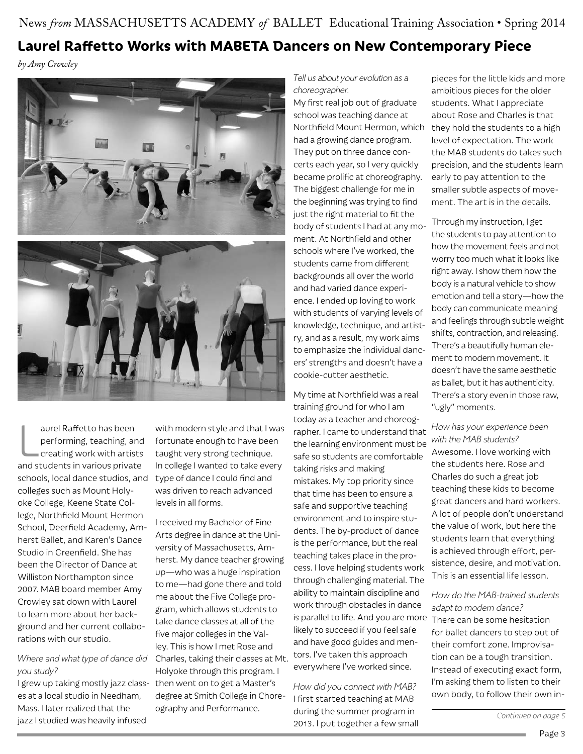## Laurel Raffetto Works with MABETA Dancers on New Contemporary Piece

*by Amy Crowley*

Laurel Raffetto has been performing, teaching, and creating work with artists and students in various private schools, local dance studios, and colleges such as Mount Holyoke College, Keene State College, Northfield Mount Hermon School, Deerfield Academy, Amherst Ballet, and Karen's Dance Studio in Greenfield. She has been the Director of Dance at Williston Northampton since 2007. MAB board member Amy Crowley sat down with Laurel to learn more about her background and her current collaborations with our studio.

*Where and what type of dance did you study?*

I grew up taking mostly jazz classes at a local studio in Needham, Mass. I later realized that the jazz I studied was heavily infused with modern style and that I was fortunate enough to have been taught very strong technique. In college I wanted to take every type of dance I could find and was driven to reach advanced levels in all forms.

I received my Bachelor of Fine Arts degree in dance at the University of Massachusetts, Amherst. My dance teacher growing up—who was a huge inspiration to me—had gone there and told me about the Five College program, which allows students to take dance classes at all of the five major colleges in the Valley. This is how I met Rose and Charles, taking their classes at Mt. Holyoke through this program. I then went on to get a Master's degree at Smith College in Choreography and Performance.

*Tell us about your evolution as a choreographer.*

My first real job out of graduate school was teaching dance at Northfield Mount Hermon, which had a growing dance program. They put on three dance concerts each year, so I very quickly became prolific at choreography. The biggest challenge for me in the beginning was trying to find just the right material to fit the body of students I had at any moment. At Northfield and other schools where I've worked, the students came from different backgrounds all over the world and had varied dance experience. I ended up loving to work with students of varying levels of knowledge, technique, and artistry, and as a result, my work aims to emphasize the individual dancers' strengths and doesn't have a cookie-cutter aesthetic.

My time at Northfield was a real training ground for who I am today as a teacher and choreographer. I came to understand that the learning environment must be safe so students are comfortable taking risks and making mistakes. My top priority since that time has been to ensure a safe and supportive teaching environment and to inspire students. The by-product of dance is the performance, but the real teaching takes place in the process. I love helping students work through challenging material. The ability to maintain discipline and work through obstacles in dance is parallel to life. And you are more likely to succeed if you feel safe and have good guides and mentors. I've taken this approach everywhere I've worked since.

*How did you connect with MAB?*

I first started teaching at MAB during the summer program in 2013. I put together a few small pieces for the little kids and more ambitious pieces for the older students. What I appreciate about Rose and Charles is that they hold the students to a high level of expectation. The work the MAB students do takes such precision, and the students learn early to pay attention to the smaller subtle aspects of movement. The art is in the details.

Through my instruction, I get the students to pay attention to how the movement feels and not worry too much what it looks like right away. I show them how the body is a natural vehicle to show emotion and tell a story—how the body can communicate meaning and feelings through subtle weight shifts, contraction, and releasing. There's a beautifully human element to modern movement. It doesn't have the same aesthetic as ballet, but it has authenticity. There's a story even in those raw, "ugly" moments.

*How has your experience been with the MAB students?*

Awesome. I love working with the students here. Rose and Charles do such a great job teaching these kids to become great dancers and hard workers. A lot of people don't understand the value of work, but here the students learn that everything is achieved through effort, persistence, desire, and motivation. This is an essential life lesson.

*How do the MAB-trained students adapt to modern dance?*

There can be some hesitation for ballet dancers to step out of their comfort zone. Improvisation can be a tough transition. Instead of executing exact form, I'm asking them to listen to their own body, to follow their own in-

*Continued on page 5*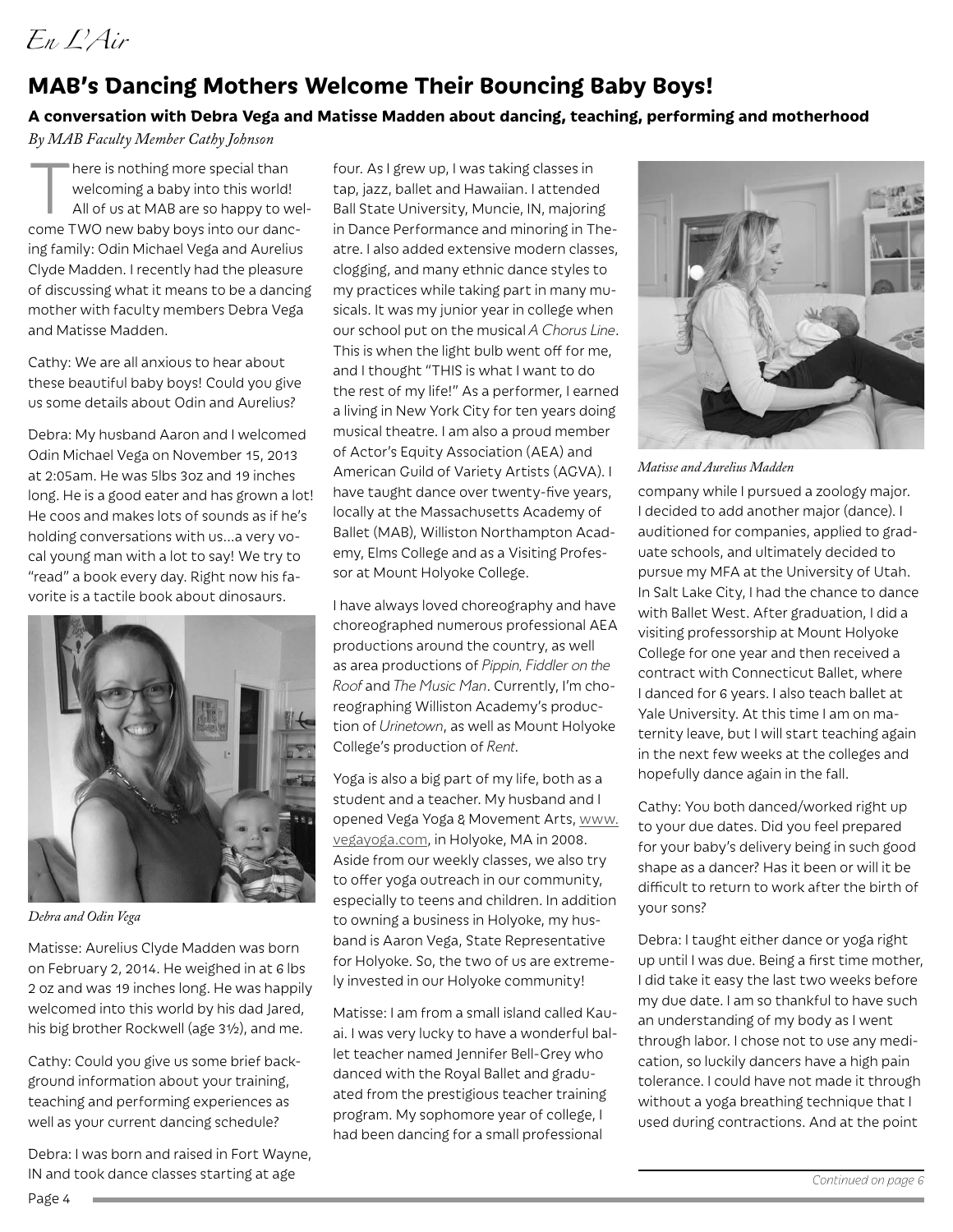# MAB's Dancing Mothers Welcome Their Bouncing Baby Boys!

**A conversation with Debra Vega and Matisse Madden about dancing, teaching, performing and motherhood**

*By MAB Faculty Member Cathy Johnson*

There is nothing more special than welcoming a baby into this world! All of us at MAB are so happy to welcome TWO new baby boys into our dancing family: Odin Michael Vega and Aurelius Clyde Madden. I recently had the pleasure of discussing what it means to be a dancing mother with faculty members Debra Vega and Matisse Madden.

Cathy: We are all anxious to hear about these beautiful baby boys! Could you give us some details about Odin and Aurelius?

Debra: My husband Aaron and I welcomed Odin Michael Vega on November 15, 2013 at 2:05am. He was 5lbs 3oz and 19 inches long. He is a good eater and has grown a lot! He coos and makes lots of sounds as if he's holding conversations with us…a very vocal young man with a lot to say! We try to "read" a book every day. Right now his favorite is a tactile book about dinosaurs.

*Debra and Odin Vega*

Matisse: Aurelius Clyde Madden was born on February 2, 2014. He weighed in at 6 lbs 2 oz and was 19 inches long. He was happily welcomed into this world by his dad Jared, his big brother Rockwell (age 3½), and me.

Cathy: Could you give us some brief background information about your training, teaching and performing experiences as well as your current dancing schedule?

Debra: I was born and raised in Fort Wayne, IN and took dance classes starting at age four. As I grew up, I was taking classes in tap, jazz, ballet and Hawaiian. I attended Ball State University, Muncie, IN, majoring in Dance Performance and minoring in Theatre. I also added extensive modern classes, clogging, and many ethnic dance styles to my practices while taking part in many musicals. It was my junior year in college when our school put on the musical *A Chorus Line*. This is when the light bulb went off for me, and I thought "THIS is what I want to do the rest of my life!" As a performer, I earned a living in New York City for ten years doing musical theatre. I am also a proud member of Actor's Equity Association (AEA) and American Guild of Variety Artists (AGVA). I have taught dance over twenty-five years, locally at the Massachusetts Academy of Ballet (MAB), Williston Northampton Academy, Elms College and as a Visiting Professor at Mount Holyoke College.

I have always loved choreography and have choreographed numerous professional AEA productions around the country, as well as area productions of *Pippin, Fiddler on the Roof* and *The Music Man*. Currently, I'm choreographing Williston Academy's production of *Urinetown*, as well as Mount Holyoke College's production of *Rent*.

Yoga is also a big part of my life, both as a student and a teacher. My husband and I opened Vega Yoga & Movement Arts, www.vegayoga.com, in Holyoke, MA in 2008. Aside from our weekly classes, we also try to offer yoga outreach in our community, especially to teens and children. In addition to owning a business in Holyoke, my husband is Aaron Vega, State Representative for Holyoke. So, the two of us are extremely invested in our Holyoke community!

Matisse: I am from a small island called Kauai. I was very lucky to have a wonderful ballet teacher named Jennifer Bell-Grey who danced with the Royal Ballet and graduated from the prestigious teacher training program. My sophomore year of college, I had been dancing for a small professional company while I pursued a zoology major. I decided to add another major (dance). I auditioned for companies, applied to graduate schools, and ultimately decided to pursue my MFA at the University of Utah. In Salt Lake City, I had the chance to dance with Ballet West. After graduation, I did a visiting professorship at Mount Holyoke College for one year and then received a contract with Connecticut Ballet, where I danced for 6 years. I also teach ballet at Yale University. At this time I am on maternity leave, but I will start teaching again in the next few weeks at the colleges and hopefully dance again in the fall.

*Matisse and Aurelius Madden*

Cathy: You both danced/worked right up to your due dates. Did you feel prepared for your baby's delivery being in such good shape as a dancer? Has it been or will it be difficult to return to work after the birth of your sons?

Debra: I taught either dance or yoga right up until I was due. Being a first time mother, I did take it easy the last two weeks before my due date. I am so thankful to have such an understanding of my body as I went through labor. I chose not to use any medication, so luckily dancers have a high pain tolerance. I could have not made it through without a yoga breathing technique that I used during contractions. And at the point

*Continued on page 6*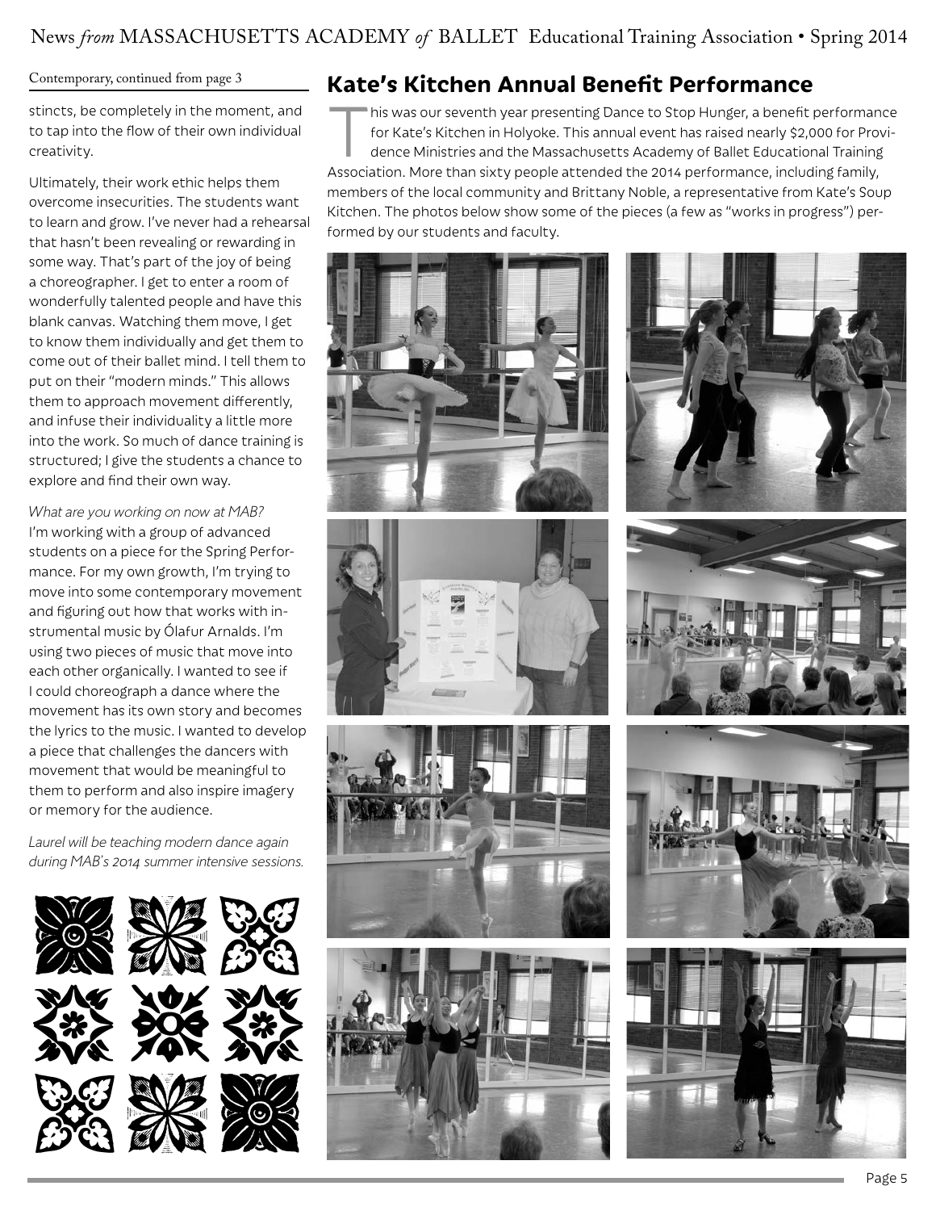Contemporary, continued from page 3

stincts, be completely in the moment, and to tap into the flow of their own individual creativity.

Ultimately, their work ethic helps them overcome insecurities. The students want to learn and grow. I've never had a rehearsal that hasn't been revealing or rewarding in some way. That's part of the joy of being a choreographer. I get to enter a room of wonderfully talented people and have this blank canvas. Watching them move, I get to know them individually and get them to come out of their ballet mind. I tell them to put on their "modern minds." This allows them to approach movement differently, and infuse their individuality a little more into the work. So much of dance training is structured; I give the students a chance to explore and find their own way.

*What are you working on now at MAB?*
I'm working with a group of advanced students on a piece for the Spring Performance. For my own growth, I'm trying to move into some contemporary movement and figuring out how that works with instrumental music by Ólafur Arnalds. I'm using two pieces of music that move into each other organically. I wanted to see if I could choreograph a dance where the movement has its own story and becomes the lyrics to the music. I wanted to develop a piece that challenges the dancers with movement that would be meaningful to them to perform and also inspire imagery or memory for the audience.

*Laurel will be teaching modern dance again during MAB's 2014 summer intensive sessions.*

## Kate's Kitchen Annual Benefit Performance

This was our seventh year presenting Dance to Stop Hunger, a benefit performance for Kate's Kitchen in Holyoke. This annual event has raised nearly $2,000 for Providence Ministries and the Massachusetts Academy of Ballet Educational Training Association. More than sixty people attended the 2014 performance, including family, members of the local community and Brittany Noble, a representative from Kate's Soup Kitchen. The photos below show some of the pieces (a few as "works in progress") performed by our students and faculty.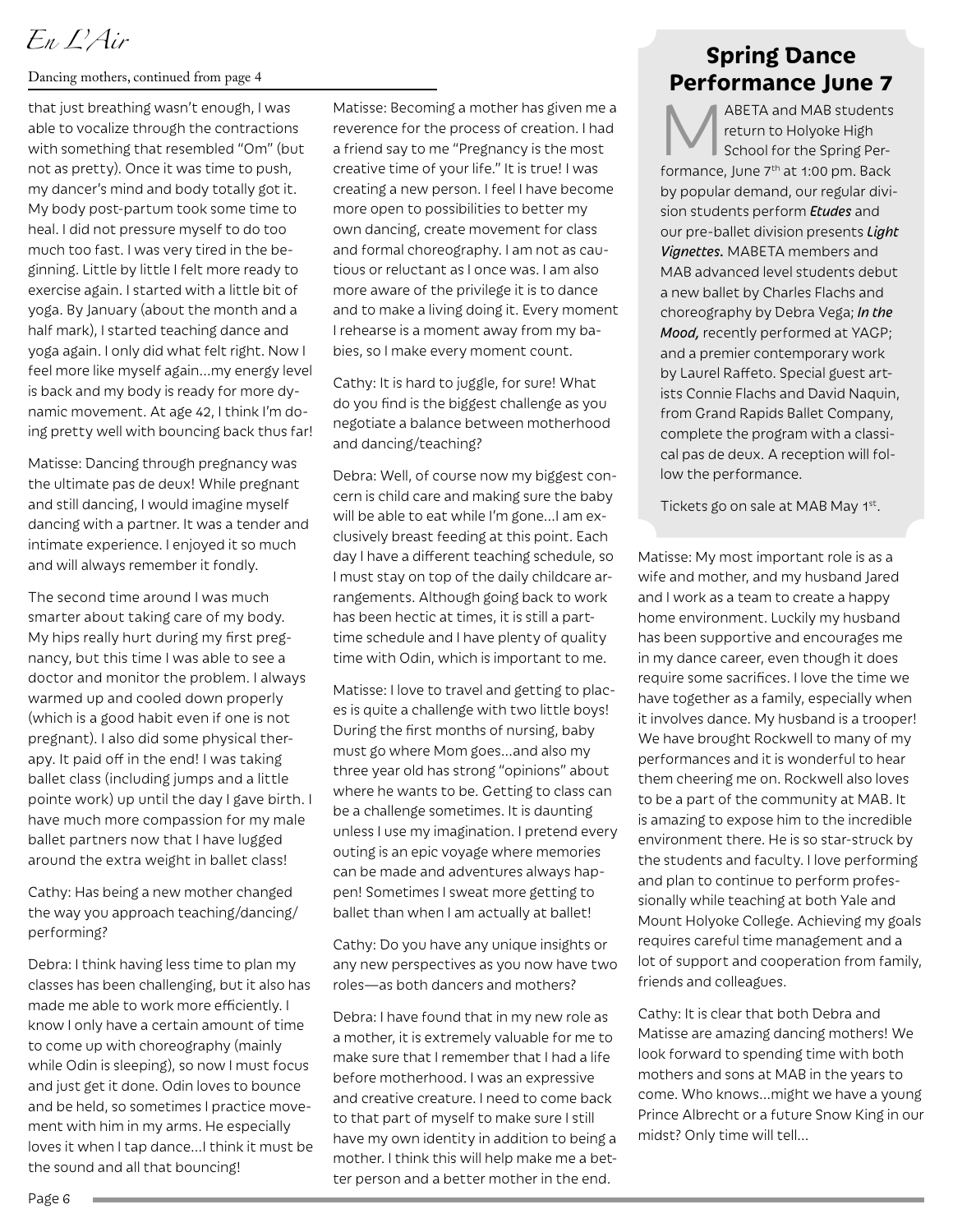Dancing mothers, continued from page 4

that just breathing wasn't enough, I was able to vocalize through the contractions with something that resembled "Om" (but not as pretty). Once it was time to push, my dancer's mind and body totally got it. My body post-partum took some time to heal. I did not pressure myself to do too much too fast. I was very tired in the beginning. Little by little I felt more ready to exercise again. I started with a little bit of yoga. By January (about the month and a half mark), I started teaching dance and yoga again. I only did what felt right. Now I feel more like myself again…my energy level is back and my body is ready for more dynamic movement. At age 42, I think I'm doing pretty well with bouncing back thus far!

Matisse: Dancing through pregnancy was the ultimate pas de deux! While pregnant and still dancing, I would imagine myself dancing with a partner. It was a tender and intimate experience. I enjoyed it so much and will always remember it fondly.

The second time around I was much smarter about taking care of my body. My hips really hurt during my first pregnancy, but this time I was able to see a doctor and monitor the problem. I always warmed up and cooled down properly (which is a good habit even if one is not pregnant). I also did some physical therapy. It paid off in the end! I was taking ballet class (including jumps and a little pointe work) up until the day I gave birth. I have much more compassion for my male ballet partners now that I have lugged around the extra weight in ballet class!

Cathy: Has being a new mother changed the way you approach teaching/dancing/performing?

Debra: I think having less time to plan my classes has been challenging, but it also has made me able to work more efficiently. I know I only have a certain amount of time to come up with choreography (mainly while Odin is sleeping), so now I must focus and just get it done. Odin loves to bounce and be held, so sometimes I practice movement with him in my arms. He especially loves it when I tap dance…I think it must be the sound and all that bouncing!

Matisse: Becoming a mother has given me a reverence for the process of creation. I had a friend say to me "Pregnancy is the most creative time of your life." It is true! I was creating a new person. I feel I have become more open to possibilities to better my own dancing, create movement for class and formal choreography. I am not as cautious or reluctant as I once was. I am also more aware of the privilege it is to dance and to make a living doing it. Every moment I rehearse is a moment away from my babies, so I make every moment count.

Cathy: It is hard to juggle, for sure! What do you find is the biggest challenge as you negotiate a balance between motherhood and dancing/teaching?

Debra: Well, of course now my biggest concern is child care and making sure the baby will be able to eat while I'm gone…I am exclusively breast feeding at this point. Each day I have a different teaching schedule, so I must stay on top of the daily childcare arrangements. Although going back to work has been hectic at times, it is still a part-time schedule and I have plenty of quality time with Odin, which is important to me.

Matisse: I love to travel and getting to places is quite a challenge with two little boys! During the first months of nursing, baby must go where Mom goes…and also my three year old has strong "opinions" about where he wants to be. Getting to class can be a challenge sometimes. It is daunting unless I use my imagination. I pretend every outing is an epic voyage where memories can be made and adventures always happen! Sometimes I sweat more getting to ballet than when I am actually at ballet!

Cathy: Do you have any unique insights or any new perspectives as you now have two roles—as both dancers and mothers?

Debra: I have found that in my new role as a mother, it is extremely valuable for me to make sure that I remember that I had a life before motherhood. I was an expressive and creative creature. I need to come back to that part of myself to make sure I still have my own identity in addition to being a mother. I think this will help make me a better person and a better mother in the end.

Matisse: My most important role is as a wife and mother, and my husband Jared and I work as a team to create a happy home environment. Luckily my husband has been supportive and encourages me in my dance career, even though it does require some sacrifices. I love the time we have together as a family, especially when it involves dance. My husband is a trooper! We have brought Rockwell to many of my performances and it is wonderful to hear them cheering me on. Rockwell also loves to be a part of the community at MAB. It is amazing to expose him to the incredible environment there. He is so star-struck by the students and faculty. I love performing and plan to continue to perform professionally while teaching at both Yale and Mount Holyoke College. Achieving my goals requires careful time management and a lot of support and cooperation from family, friends and colleagues.

Cathy: It is clear that both Debra and Matisse are amazing dancing mothers! We look forward to spending time with both mothers and sons at MAB in the years to come. Who knows…might we have a young Prince Albrecht or a future Snow King in our midst? Only time will tell…

## Spring Dance Performance June 7

MABETA and MAB students return to Holyoke High School for the Spring Performance, June 7th at 1:00 pm. Back by popular demand, our regular division students perform ***Etudes*** and our pre-ballet division presents ***Light Vignettes.*** MABETA members and MAB advanced level students debut a new ballet by Charles Flachs and choreography by Debra Vega; ***In the Mood,*** recently performed at YAGP; and a premier contemporary work by Laurel Raffeto. Special guest artists Connie Flachs and David Naquin, from Grand Rapids Ballet Company, complete the program with a classical pas de deux. A reception will follow the performance.

Tickets go on sale at MAB May 1st.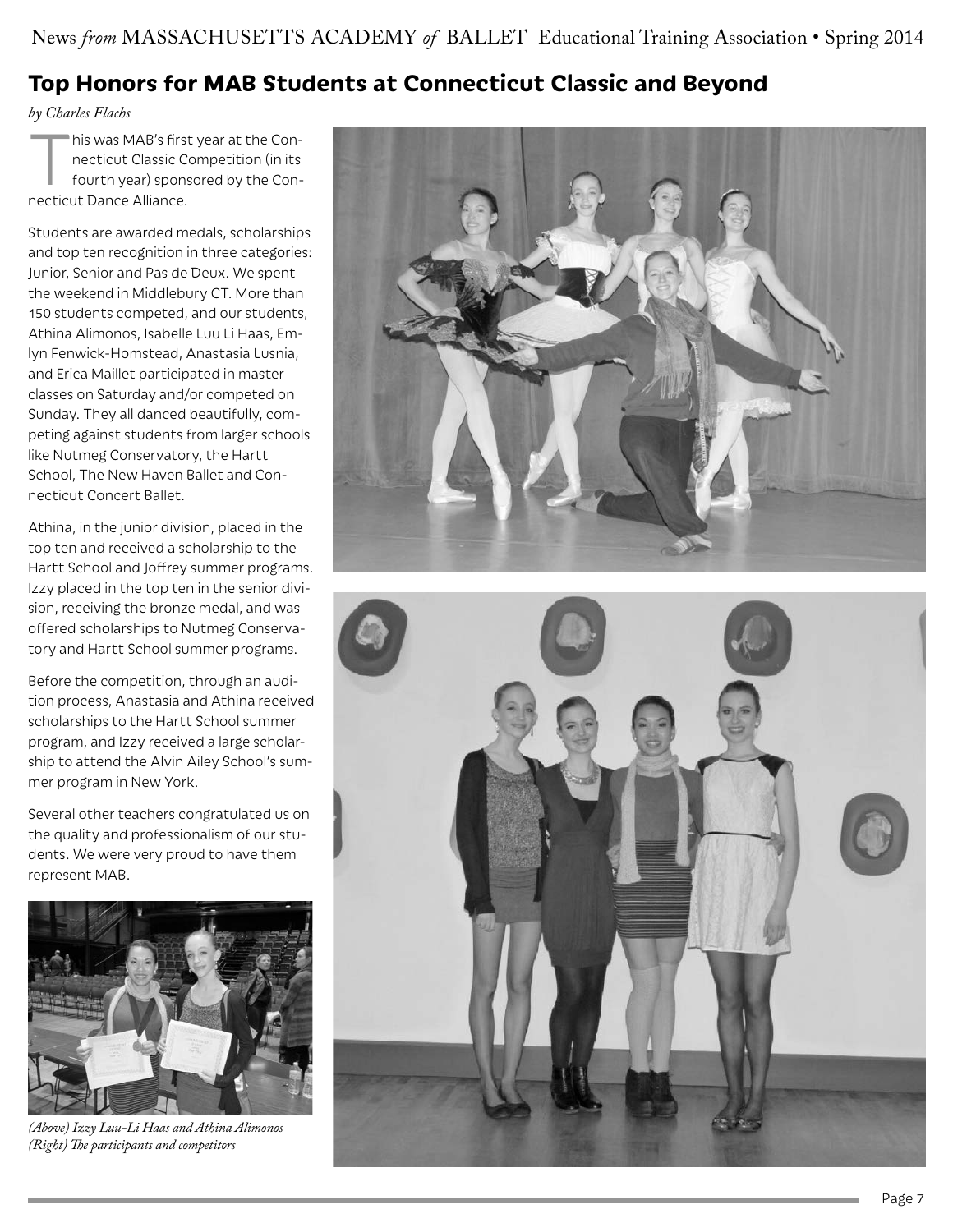## Top Honors for MAB Students at Connecticut Classic and Beyond

*by Charles Flachs*

This was MAB's first year at the Connecticut Classic Competition (in its fourth year) sponsored by the Connecticut Dance Alliance.

Students are awarded medals, scholarships and top ten recognition in three categories: Junior, Senior and Pas de Deux. We spent the weekend in Middlebury CT. More than 150 students competed, and our students, Athina Alimonos, Isabelle Luu Li Haas, Emlyn Fenwick-Homstead, Anastasia Lusnia, and Erica Maillet participated in master classes on Saturday and/or competed on Sunday. They all danced beautifully, competing against students from larger schools like Nutmeg Conservatory, the Hartt School, The New Haven Ballet and Connecticut Concert Ballet.

Athina, in the junior division, placed in the top ten and received a scholarship to the Hartt School and Joffrey summer programs. Izzy placed in the top ten in the senior division, receiving the bronze medal, and was offered scholarships to Nutmeg Conservatory and Hartt School summer programs.

Before the competition, through an audition process, Anastasia and Athina received scholarships to the Hartt School summer program, and Izzy received a large scholarship to attend the Alvin Ailey School's summer program in New York.

Several other teachers congratulated us on the quality and professionalism of our students. We were very proud to have them represent MAB.

*(Above) Izzy Luu-Li Haas and Athina Alimonos*
*(Right) The participants and competitors*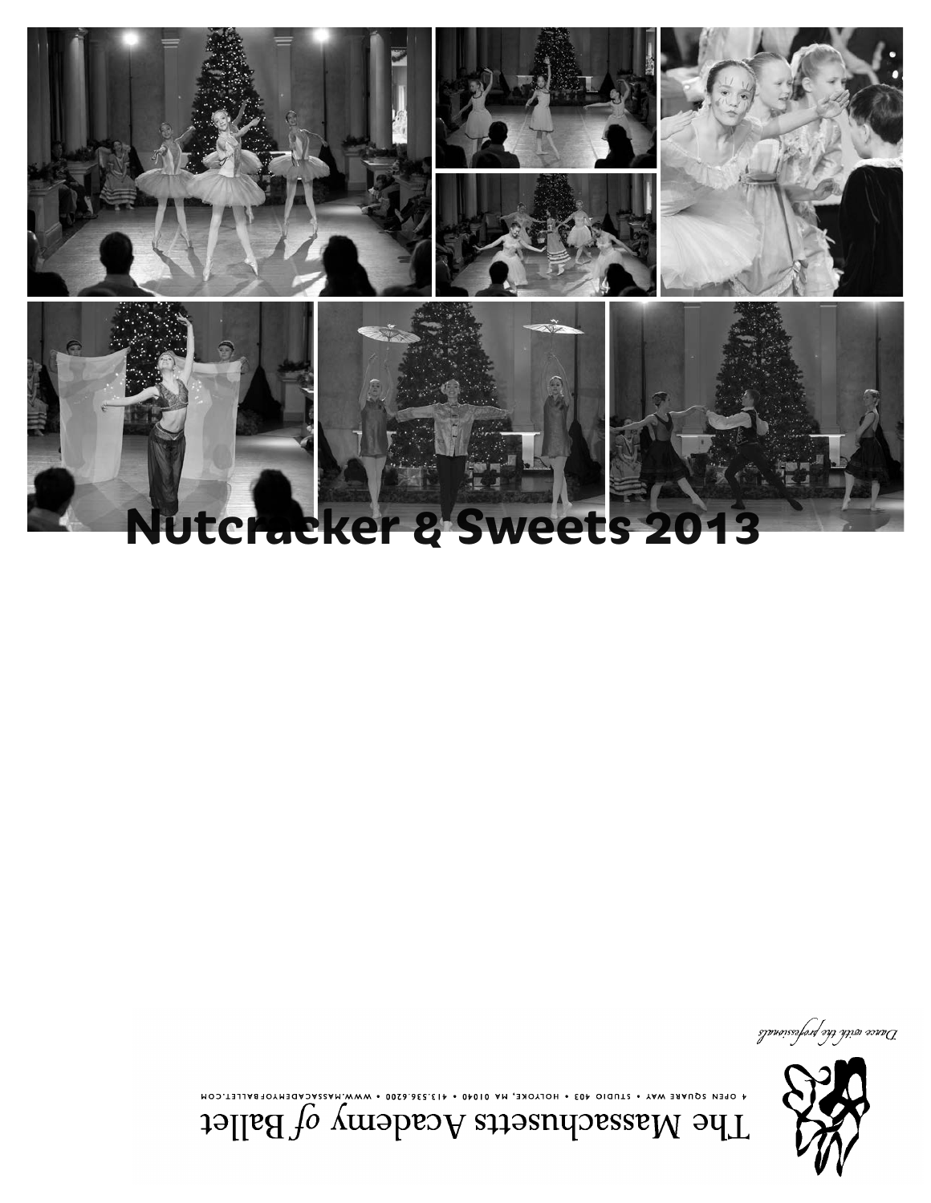# Nutcracker & Sweets 2013

*Dance with the professionals*

The Massachusetts Academy *of* Ballet

4 OPEN SQUARE WAY • STUDIO 403 • HOLYOKE, MA 01040 • 413.536.6200 • WWW.MASSACADEMYOFBALLET.COM